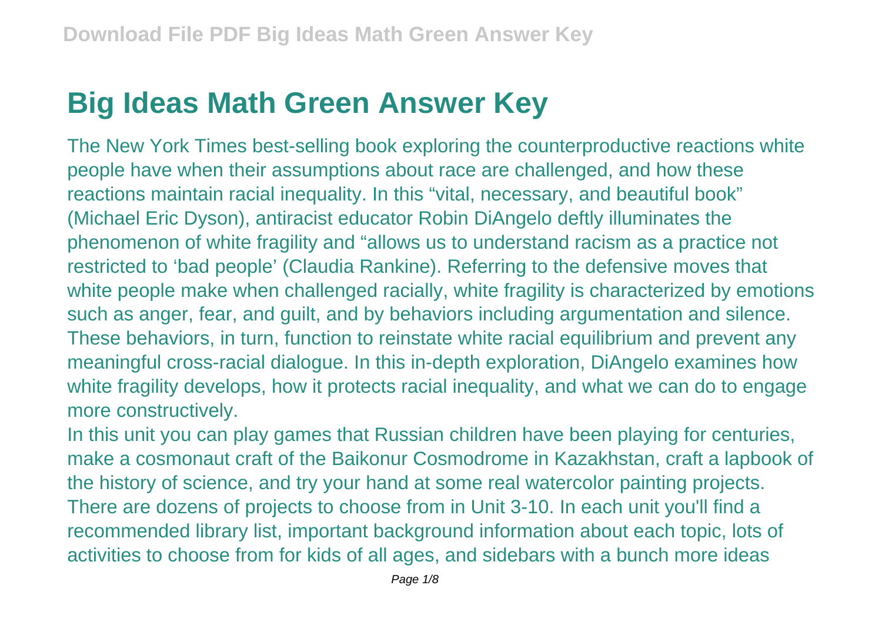# Big Ideas Math Green Answer Key

The New York Times best-selling book exploring the counterproductive reactions white people have when their assumptions about race are challenged, and how these reactions maintain racial inequality. In this "vital, necessary, and beautiful book" (Michael Eric Dyson), antiracist educator Robin DiAngelo deftly illuminates the phenomenon of white fragility and "allows us to understand racism as a practice not restricted to 'bad people' (Claudia Rankine). Referring to the defensive moves that white people make when challenged racially, white fragility is characterized by emotions such as anger, fear, and guilt, and by behaviors including argumentation and silence. These behaviors, in turn, function to reinstate white racial equilibrium and prevent any meaningful cross-racial dialogue. In this in-depth exploration, DiAngelo examines how white fragility develops, how it protects racial inequality, and what we can do to engage more constructively.

In this unit you can play games that Russian children have been playing for centuries, make a cosmonaut craft of the Baikonur Cosmodrome in Kazakhstan, craft a lapbook of the history of science, and try your hand at some real watercolor painting projects. There are dozens of projects to choose from in Unit 3-10. In each unit you'll find a recommended library list, important background information about each topic, lots of activities to choose from for kids of all ages, and sidebars with a bunch more ideas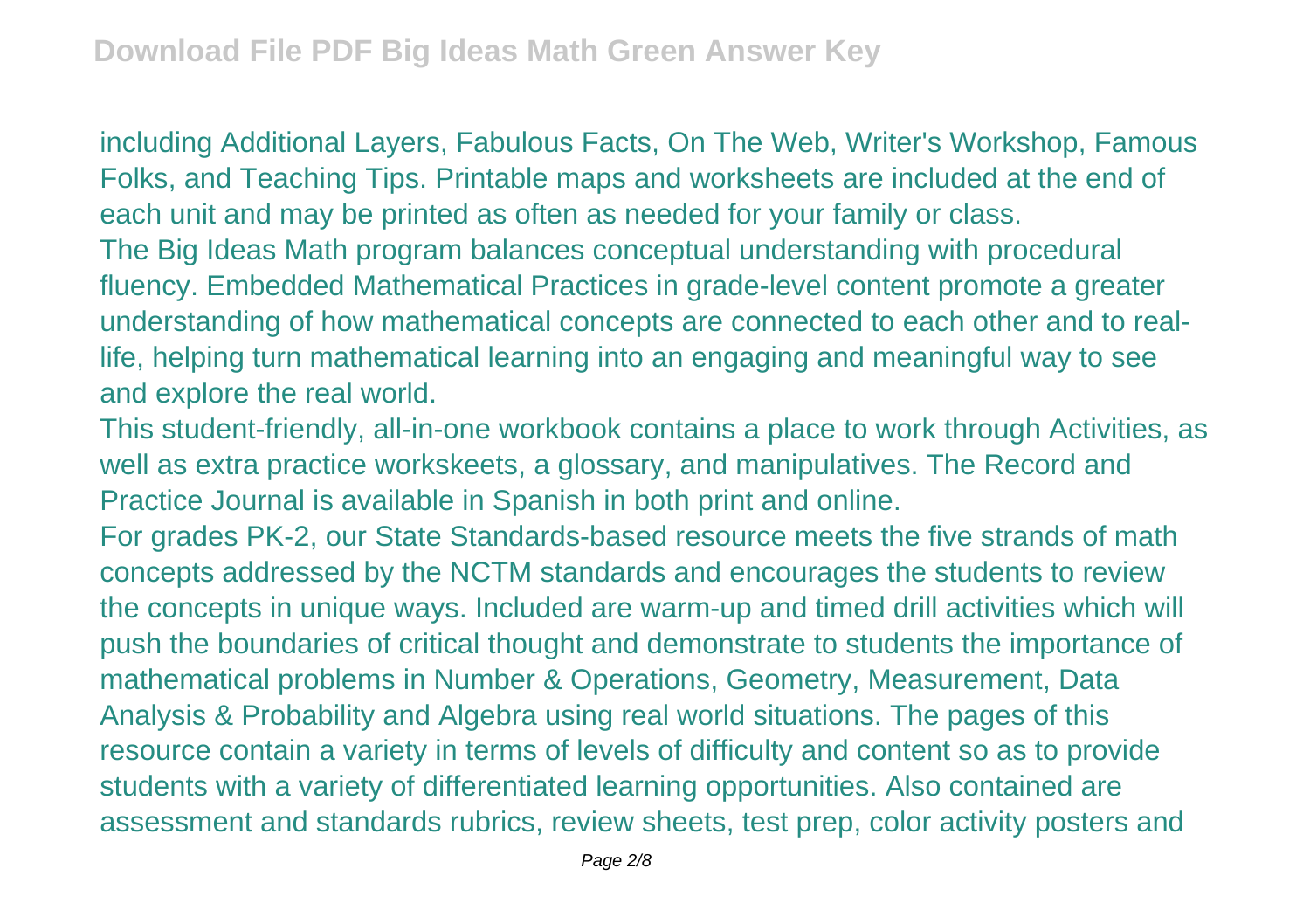including Additional Layers, Fabulous Facts, On The Web, Writer's Workshop, Famous Folks, and Teaching Tips. Printable maps and worksheets are included at the end of each unit and may be printed as often as needed for your family or class.

The Big Ideas Math program balances conceptual understanding with procedural fluency. Embedded Mathematical Practices in grade-level content promote a greater understanding of how mathematical concepts are connected to each other and to real-life, helping turn mathematical learning into an engaging and meaningful way to see and explore the real world.

This student-friendly, all-in-one workbook contains a place to work through Activities, as well as extra practice workskeets, a glossary, and manipulatives. The Record and Practice Journal is available in Spanish in both print and online.

For grades PK-2, our State Standards-based resource meets the five strands of math concepts addressed by the NCTM standards and encourages the students to review the concepts in unique ways. Included are warm-up and timed drill activities which will push the boundaries of critical thought and demonstrate to students the importance of mathematical problems in Number & Operations, Geometry, Measurement, Data Analysis & Probability and Algebra using real world situations. The pages of this resource contain a variety in terms of levels of difficulty and content so as to provide students with a variety of differentiated learning opportunities. Also contained are assessment and standards rubrics, review sheets, test prep, color activity posters and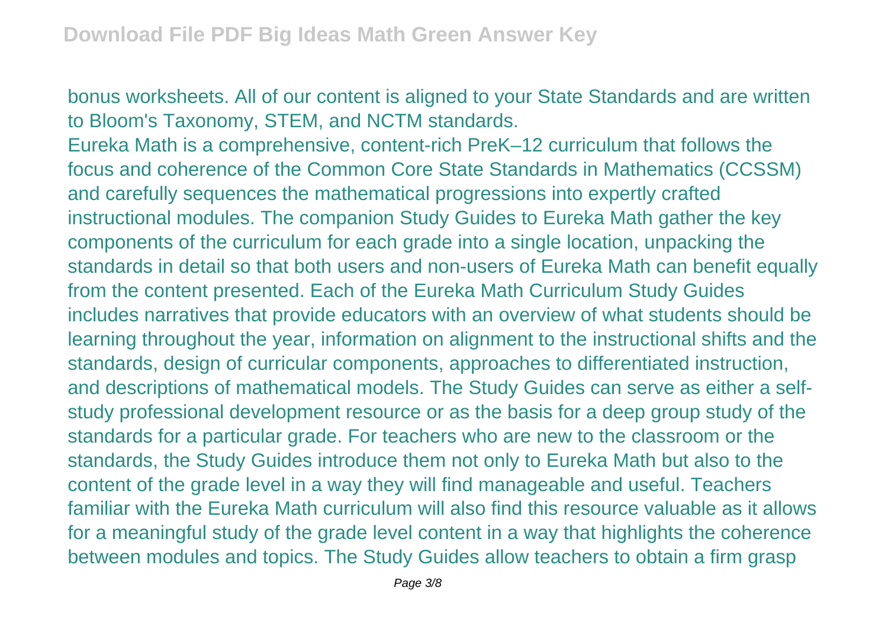bonus worksheets. All of our content is aligned to your State Standards and are written to Bloom's Taxonomy, STEM, and NCTM standards.

Eureka Math is a comprehensive, content-rich PreK–12 curriculum that follows the focus and coherence of the Common Core State Standards in Mathematics (CCSSM) and carefully sequences the mathematical progressions into expertly crafted instructional modules. The companion Study Guides to Eureka Math gather the key components of the curriculum for each grade into a single location, unpacking the standards in detail so that both users and non-users of Eureka Math can benefit equally from the content presented. Each of the Eureka Math Curriculum Study Guides includes narratives that provide educators with an overview of what students should be learning throughout the year, information on alignment to the instructional shifts and the standards, design of curricular components, approaches to differentiated instruction, and descriptions of mathematical models. The Study Guides can serve as either a self-study professional development resource or as the basis for a deep group study of the standards for a particular grade. For teachers who are new to the classroom or the standards, the Study Guides introduce them not only to Eureka Math but also to the content of the grade level in a way they will find manageable and useful. Teachers familiar with the Eureka Math curriculum will also find this resource valuable as it allows for a meaningful study of the grade level content in a way that highlights the coherence between modules and topics. The Study Guides allow teachers to obtain a firm grasp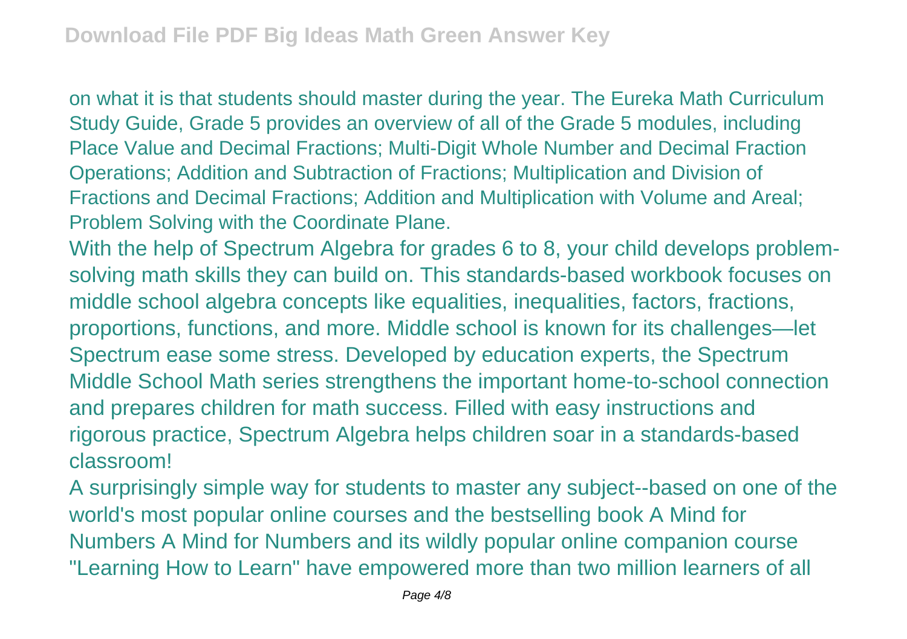on what it is that students should master during the year. The Eureka Math Curriculum Study Guide, Grade 5 provides an overview of all of the Grade 5 modules, including Place Value and Decimal Fractions; Multi-Digit Whole Number and Decimal Fraction Operations; Addition and Subtraction of Fractions; Multiplication and Division of Fractions and Decimal Fractions; Addition and Multiplication with Volume and Areal; Problem Solving with the Coordinate Plane.

With the help of Spectrum Algebra for grades 6 to 8, your child develops problem-solving math skills they can build on. This standards-based workbook focuses on middle school algebra concepts like equalities, inequalities, factors, fractions, proportions, functions, and more. Middle school is known for its challenges—let Spectrum ease some stress. Developed by education experts, the Spectrum Middle School Math series strengthens the important home-to-school connection and prepares children for math success. Filled with easy instructions and rigorous practice, Spectrum Algebra helps children soar in a standards-based classroom!

A surprisingly simple way for students to master any subject--based on one of the world's most popular online courses and the bestselling book A Mind for Numbers A Mind for Numbers and its wildly popular online companion course "Learning How to Learn" have empowered more than two million learners of all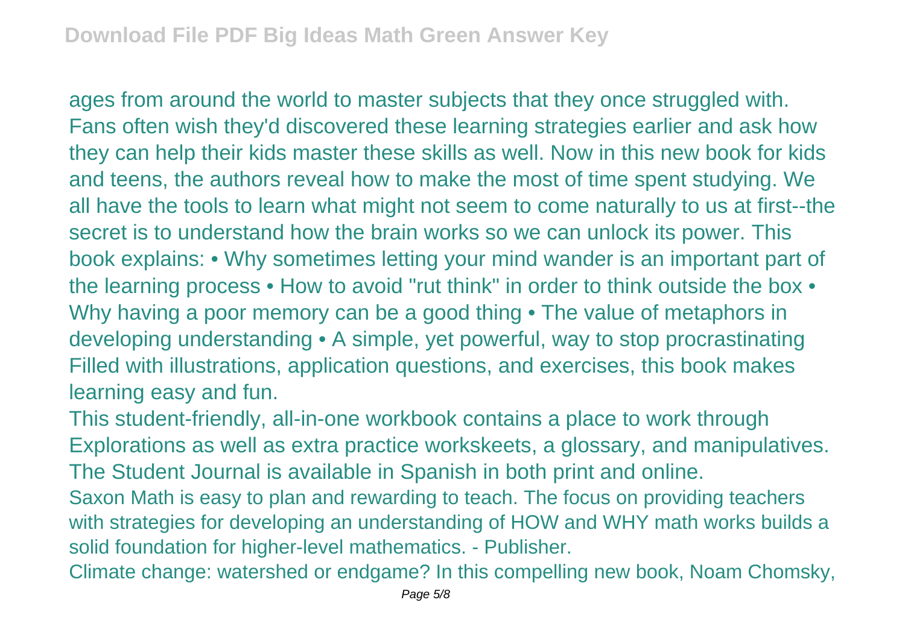ages from around the world to master subjects that they once struggled with. Fans often wish they'd discovered these learning strategies earlier and ask how they can help their kids master these skills as well. Now in this new book for kids and teens, the authors reveal how to make the most of time spent studying. We all have the tools to learn what might not seem to come naturally to us at first--the secret is to understand how the brain works so we can unlock its power. This book explains: • Why sometimes letting your mind wander is an important part of the learning process • How to avoid "rut think" in order to think outside the box • Why having a poor memory can be a good thing • The value of metaphors in developing understanding • A simple, yet powerful, way to stop procrastinating Filled with illustrations, application questions, and exercises, this book makes learning easy and fun.

This student-friendly, all-in-one workbook contains a place to work through Explorations as well as extra practice workskeets, a glossary, and manipulatives. The Student Journal is available in Spanish in both print and online.

Saxon Math is easy to plan and rewarding to teach. The focus on providing teachers with strategies for developing an understanding of HOW and WHY math works builds a solid foundation for higher-level mathematics. - Publisher.

Climate change: watershed or endgame? In this compelling new book, Noam Chomsky,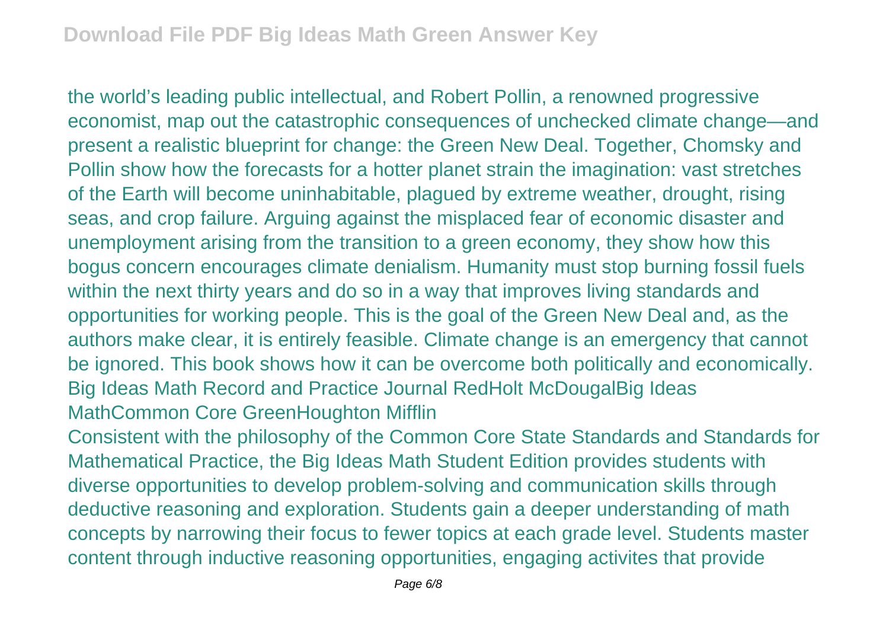the world's leading public intellectual, and Robert Pollin, a renowned progressive economist, map out the catastrophic consequences of unchecked climate change—and present a realistic blueprint for change: the Green New Deal. Together, Chomsky and Pollin show how the forecasts for a hotter planet strain the imagination: vast stretches of the Earth will become uninhabitable, plagued by extreme weather, drought, rising seas, and crop failure. Arguing against the misplaced fear of economic disaster and unemployment arising from the transition to a green economy, they show how this bogus concern encourages climate denialism. Humanity must stop burning fossil fuels within the next thirty years and do so in a way that improves living standards and opportunities for working people. This is the goal of the Green New Deal and, as the authors make clear, it is entirely feasible. Climate change is an emergency that cannot be ignored. This book shows how it can be overcome both politically and economically. Big Ideas Math Record and Practice Journal RedHolt McDougalBig Ideas MathCommon Core GreenHoughton Mifflin

Consistent with the philosophy of the Common Core State Standards and Standards for Mathematical Practice, the Big Ideas Math Student Edition provides students with diverse opportunities to develop problem-solving and communication skills through deductive reasoning and exploration. Students gain a deeper understanding of math concepts by narrowing their focus to fewer topics at each grade level. Students master content through inductive reasoning opportunities, engaging activites that provide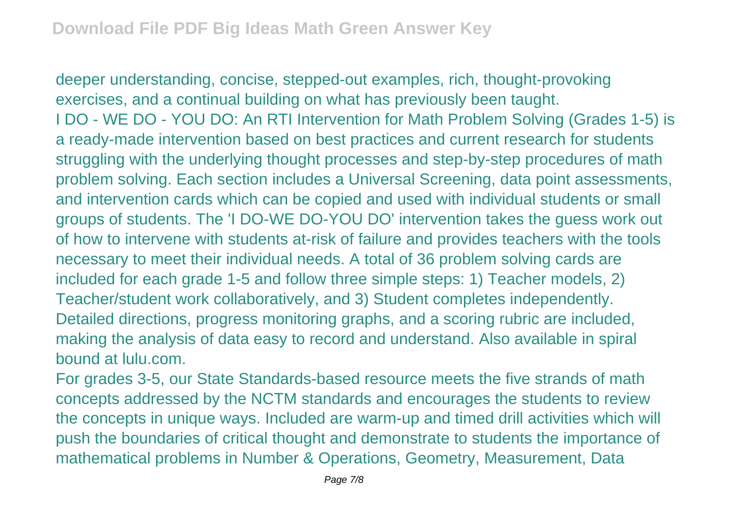deeper understanding, concise, stepped-out examples, rich, thought-provoking exercises, and a continual building on what has previously been taught.

I DO - WE DO - YOU DO: An RTI Intervention for Math Problem Solving (Grades 1-5) is a ready-made intervention based on best practices and current research for students struggling with the underlying thought processes and step-by-step procedures of math problem solving. Each section includes a Universal Screening, data point assessments, and intervention cards which can be copied and used with individual students or small groups of students. The 'I DO-WE DO-YOU DO' intervention takes the guess work out of how to intervene with students at-risk of failure and provides teachers with the tools necessary to meet their individual needs. A total of 36 problem solving cards are included for each grade 1-5 and follow three simple steps: 1) Teacher models, 2) Teacher/student work collaboratively, and 3) Student completes independently. Detailed directions, progress monitoring graphs, and a scoring rubric are included, making the analysis of data easy to record and understand. Also available in spiral bound at lulu.com.

For grades 3-5, our State Standards-based resource meets the five strands of math concepts addressed by the NCTM standards and encourages the students to review the concepts in unique ways. Included are warm-up and timed drill activities which will push the boundaries of critical thought and demonstrate to students the importance of mathematical problems in Number & Operations, Geometry, Measurement, Data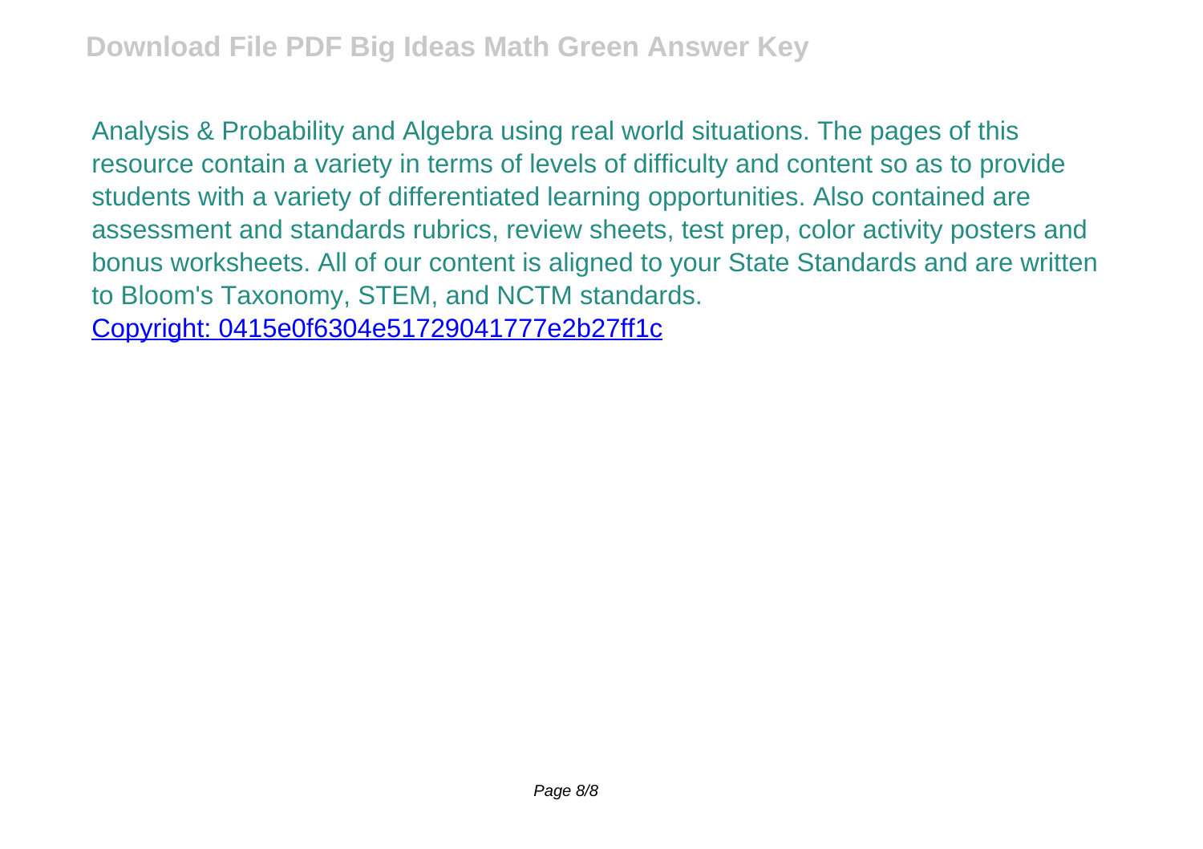Analysis & Probability and Algebra using real world situations. The pages of this resource contain a variety in terms of levels of difficulty and content so as to provide students with a variety of differentiated learning opportunities. Also contained are assessment and standards rubrics, review sheets, test prep, color activity posters and bonus worksheets. All of our content is aligned to your State Standards and are written to Bloom's Taxonomy, STEM, and NCTM standards.

Copyright: 0415e0f6304e51729041777e2b27ff1c